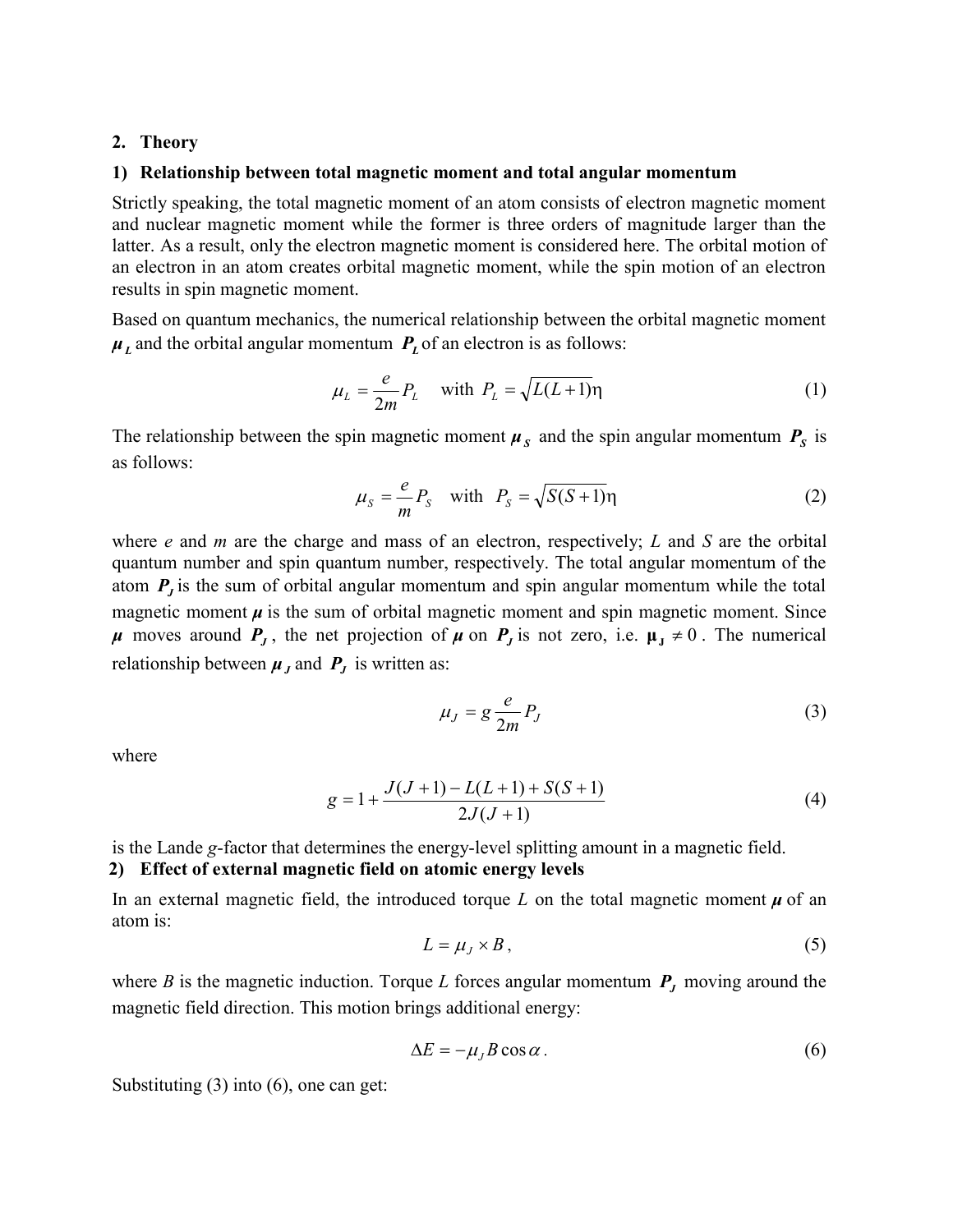## 2. Theory

### 1) Relationship between total magnetic moment and total angular momentum

Strictly speaking, the total magnetic moment of an atom consists of electron magnetic moment and nuclear magnetic moment while the former is three orders of magnitude larger than the latter. As a result, only the electron magnetic moment is considered here. The orbital motion of an electron in an atom creates orbital magnetic moment, while the spin motion of an electron results in spin magnetic moment.

Based on quantum mechanics, the numerical relationship between the orbital magnetic moment $\boldsymbol{\mu}_L$ and the orbital angular momentum $\boldsymbol{P}_L$ of an electron is as follows:

$$\mu_L = \frac{e}{2m} P_L \quad \text{with } P_L = \sqrt{L(L+1)}\eta \tag{1}$$

The relationship between the spin magnetic moment $\boldsymbol{\mu}_S$ and the spin angular momentum $\boldsymbol{P}_S$ is as follows:

$$\mu_S = \frac{e}{m} P_S \quad \text{with } P_S = \sqrt{S(S+1)}\eta \tag{2}$$

where *e* and *m* are the charge and mass of an electron, respectively; *L* and *S* are the orbital quantum number and spin quantum number, respectively. The total angular momentum of the atom $\boldsymbol{P}_J$ is the sum of orbital angular momentum and spin angular momentum while the total magnetic moment $\boldsymbol{\mu}$ is the sum of orbital magnetic moment and spin magnetic moment. Since $\boldsymbol{\mu}$ moves around $\boldsymbol{P}_J$, the net projection of $\boldsymbol{\mu}$ on $\boldsymbol{P}_J$ is not zero, i.e. $\boldsymbol{\mu}_J \neq 0$. The numerical relationship between $\boldsymbol{\mu}_J$ and $\boldsymbol{P}_J$ is written as:

$$\mu_J = g \frac{e}{2m} P_J \tag{3}$$

where

$$g = 1 + \frac{J(J+1) - L(L+1) + S(S+1)}{2J(J+1)} \tag{4}$$

is the Lande *g*-factor that determines the energy-level splitting amount in a magnetic field.

### 2) Effect of external magnetic field on atomic energy levels

In an external magnetic field, the introduced torque *L* on the total magnetic moment $\boldsymbol{\mu}$ of an atom is:

$$L = \mu_J \times B, \tag{5}$$

where *B* is the magnetic induction. Torque *L* forces angular momentum $\boldsymbol{P}_J$ moving around the magnetic field direction. This motion brings additional energy:

$$\Delta E = -\mu_J B \cos\alpha. \tag{6}$$

Substituting (3) into (6), one can get: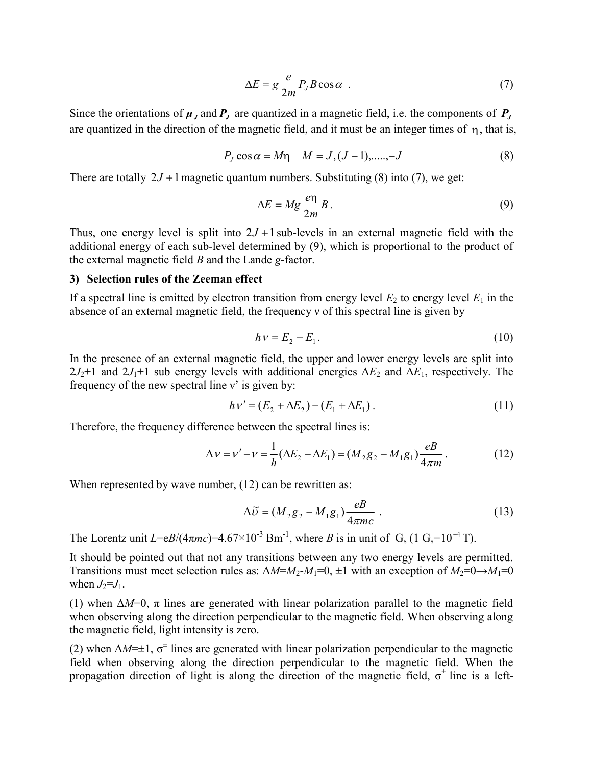$$\Delta E = g\frac{e}{2m}P_J B\cos\alpha \ . \tag{7}$$

Since the orientations of $\boldsymbol{\mu}_J$ and $\boldsymbol{P}_J$ are quantized in a magnetic field, i.e. the components of $\boldsymbol{P}_J$ are quantized in the direction of the magnetic field, and it must be an integer times of $\eta$, that is,

$$P_J\cos\alpha = M\eta \quad M = J,(J-1),.....,-J \tag{8}$$

There are totally $2J+1$ magnetic quantum numbers. Substituting (8) into (7), we get:

$$\Delta E = Mg\frac{e\eta}{2m}B \,. \tag{9}$$

Thus, one energy level is split into $2J+1$ sub-levels in an external magnetic field with the additional energy of each sub-level determined by (9), which is proportional to the product of the external magnetic field $B$ and the Lande $g$-factor.

### 3) Selection rules of the Zeeman effect

If a spectral line is emitted by electron transition from energy level $E_2$ to energy level $E_1$ in the absence of an external magnetic field, the frequency $\nu$ of this spectral line is given by

$$h\nu = E_2 - E_1 \,. \tag{10}$$

In the presence of an external magnetic field, the upper and lower energy levels are split into $2J_2+1$ and $2J_1+1$ sub energy levels with additional energies $\Delta E_2$ and $\Delta E_1$, respectively. The frequency of the new spectral line $\nu'$ is given by:

$$h\nu' = (E_2 + \Delta E_2) - (E_1 + \Delta E_1) \,. \tag{11}$$

Therefore, the frequency difference between the spectral lines is:

$$\Delta\nu = \nu' - \nu = \frac{1}{h}(\Delta E_2 - \Delta E_1) = (M_2 g_2 - M_1 g_1)\frac{eB}{4\pi m} \,. \tag{12}$$

When represented by wave number, (12) can be rewritten as:

$$\Delta\tilde{\upsilon} = (M_2 g_2 - M_1 g_1)\frac{eB}{4\pi mc} \ . \tag{13}$$

The Lorentz unit $L=eB/(4\pi mc)=4.67\times10^{-3}$ Bm$^{-1}$, where $B$ is in unit of G$_s$ (1 G$_s$=$10^{-4}$ T).

It should be pointed out that not any transitions between any two energy levels are permitted. Transitions must meet selection rules as: $\Delta M=M_2-M_1=0, \pm1$ with an exception of $M_2=0\rightarrow M_1=0$ when $J_2=J_1$.

(1) when $\Delta M=0$, $\pi$ lines are generated with linear polarization parallel to the magnetic field when observing along the direction perpendicular to the magnetic field. When observing along the magnetic field, light intensity is zero.

(2) when $\Delta M=\pm1$, $\sigma^{\pm}$ lines are generated with linear polarization perpendicular to the magnetic field when observing along the direction perpendicular to the magnetic field. When the propagation direction of light is along the direction of the magnetic field, $\sigma^{+}$ line is a left-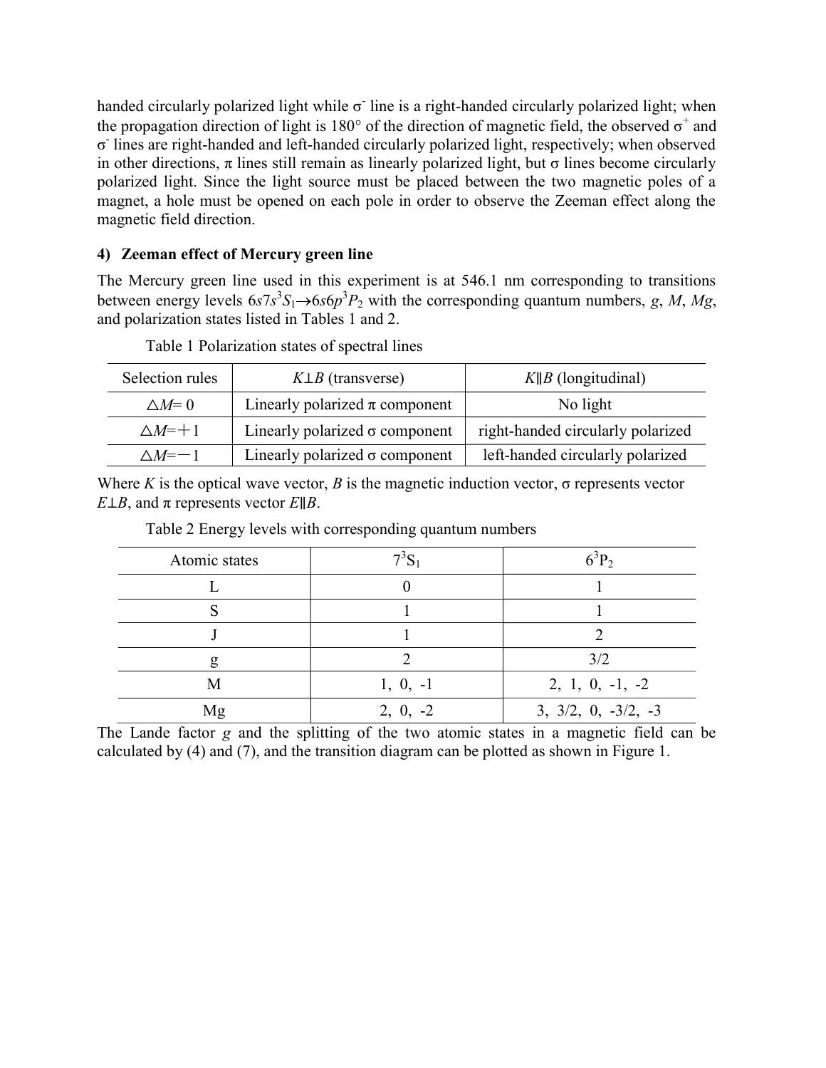handed circularly polarized light while $\sigma^-$ line is a right-handed circularly polarized light; when the propagation direction of light is 180° of the direction of magnetic field, the observed $\sigma^+$ and $\sigma^-$ lines are right-handed and left-handed circularly polarized light, respectively; when observed in other directions, $\pi$ lines still remain as linearly polarized light, but $\sigma$ lines become circularly polarized light. Since the light source must be placed between the two magnetic poles of a magnet, a hole must be opened on each pole in order to observe the Zeeman effect along the magnetic field direction.

### 4) Zeeman effect of Mercury green line

The Mercury green line used in this experiment is at 546.1 nm corresponding to transitions between energy levels $6s7s\,^3S_1 \rightarrow 6s6p\,^3P_2$ with the corresponding quantum numbers, $g$, $M$, $Mg$, and polarization states listed in Tables 1 and 2.

Table 1 Polarization states of spectral lines

| Selection rules | $K \perp B$ (transverse) | $K \parallel B$ (longitudinal) |
| --- | --- | --- |
| $\triangle M = 0$ | Linearly polarized $\pi$ component | No light |
| $\triangle M = +1$ | Linearly polarized $\sigma$ component | right-handed circularly polarized |
| $\triangle M = -1$ | Linearly polarized $\sigma$ component | left-handed circularly polarized |

Where $K$ is the optical wave vector, $B$ is the magnetic induction vector, $\sigma$ represents vector $E \perp B$, and $\pi$ represents vector $E \parallel B$.

Table 2 Energy levels with corresponding quantum numbers

| Atomic states | $7^3S_1$ | $6^3P_2$ |
| --- | --- | --- |
| L | 0 | 1 |
| S | 1 | 1 |
| J | 1 | 2 |
| g | 2 | 3/2 |
| M | 1, 0, -1 | 2, 1, 0, -1, -2 |
| Mg | 2, 0, -2 | 3, 3/2, 0, -3/2, -3 |

The Lande factor $g$ and the splitting of the two atomic states in a magnetic field can be calculated by (4) and (7), and the transition diagram can be plotted as shown in Figure 1.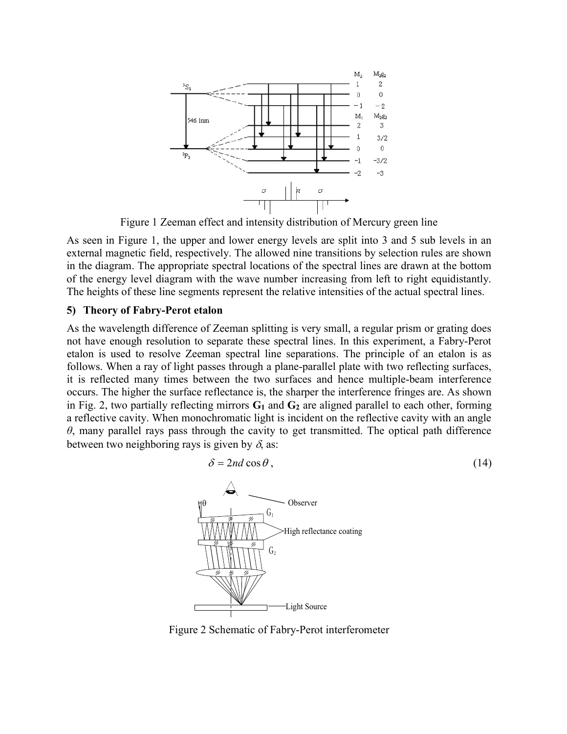Figure 1 Zeeman effect and intensity distribution of Mercury green line

As seen in Figure 1, the upper and lower energy levels are split into 3 and 5 sub levels in an external magnetic field, respectively. The allowed nine transitions by selection rules are shown in the diagram. The appropriate spectral locations of the spectral lines are drawn at the bottom of the energy level diagram with the wave number increasing from left to right equidistantly. The heights of these line segments represent the relative intensities of the actual spectral lines.

### 5) Theory of Fabry-Perot etalon

As the wavelength difference of Zeeman splitting is very small, a regular prism or grating does not have enough resolution to separate these spectral lines. In this experiment, a Fabry-Perot etalon is used to resolve Zeeman spectral line separations. The principle of an etalon is as follows. When a ray of light passes through a plane-parallel plate with two reflecting surfaces, it is reflected many times between the two surfaces and hence multiple-beam interference occurs. The higher the surface reflectance is, the sharper the interference fringes are. As shown in Fig. 2, two partially reflecting mirrors **$G_1$** and **$G_2$** are aligned parallel to each other, forming a reflective cavity. When monochromatic light is incident on the reflective cavity with an angle $\theta$, many parallel rays pass through the cavity to get transmitted. The optical path difference between two neighboring rays is given by $\delta$, as:

$$\delta = 2nd\cos\theta\,, \tag{14}$$

Figure 2 Schematic of Fabry-Perot interferometer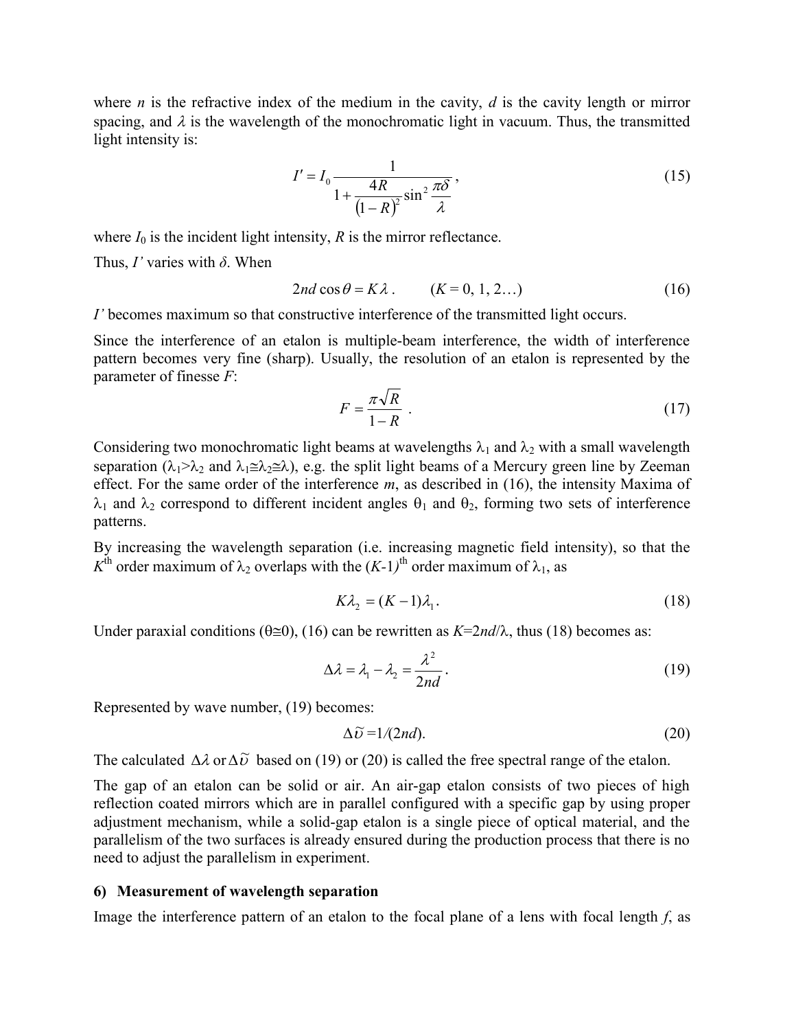where $n$ is the refractive index of the medium in the cavity, $d$ is the cavity length or mirror spacing, and $\lambda$ is the wavelength of the monochromatic light in vacuum. Thus, the transmitted light intensity is:

$$I' = I_0 \frac{1}{1 + \frac{4R}{(1-R)^2} \sin^2 \frac{\pi \delta}{\lambda}}, \tag{15}$$

where $I_0$ is the incident light intensity, $R$ is the mirror reflectance.

Thus, $I'$ varies with $\delta$. When

$$2nd \cos \theta = K\lambda . \qquad (K = 0, 1, 2\ldots) \tag{16}$$

$I'$ becomes maximum so that constructive interference of the transmitted light occurs.

Since the interference of an etalon is multiple-beam interference, the width of interference pattern becomes very fine (sharp). Usually, the resolution of an etalon is represented by the parameter of finesse $F$:

$$F = \frac{\pi \sqrt{R}}{1 - R} . \tag{17}$$

Considering two monochromatic light beams at wavelengths $\lambda_1$ and $\lambda_2$ with a small wavelength separation ($\lambda_1 > \lambda_2$ and $\lambda_1 \cong \lambda_2 \cong \lambda$), e.g. the split light beams of a Mercury green line by Zeeman effect. For the same order of the interference $m$, as described in (16), the intensity Maxima of $\lambda_1$ and $\lambda_2$ correspond to different incident angles $\theta_1$ and $\theta_2$, forming two sets of interference patterns.

By increasing the wavelength separation (i.e. increasing magnetic field intensity), so that the $K^{\text{th}}$ order maximum of $\lambda_2$ overlaps with the $(K\text{-}1)^{\text{th}}$ order maximum of $\lambda_1$, as

$$K\lambda_2 = (K-1)\lambda_1 . \tag{18}$$

Under paraxial conditions ($\theta \cong 0$), (16) can be rewritten as $K = 2nd/\lambda$, thus (18) becomes as:

$$\Delta\lambda = \lambda_1 - \lambda_2 = \frac{\lambda^2}{2nd} . \tag{19}$$

Represented by wave number, (19) becomes:

$$\Delta\tilde{\upsilon} = 1/(2nd). \tag{20}$$

The calculated $\Delta\lambda$ or $\Delta\tilde{\upsilon}$ based on (19) or (20) is called the free spectral range of the etalon.

The gap of an etalon can be solid or air. An air-gap etalon consists of two pieces of high reflection coated mirrors which are in parallel configured with a specific gap by using proper adjustment mechanism, while a solid-gap etalon is a single piece of optical material, and the parallelism of the two surfaces is already ensured during the production process that there is no need to adjust the parallelism in experiment.

### 6) Measurement of wavelength separation

Image the interference pattern of an etalon to the focal plane of a lens with focal length $f$, as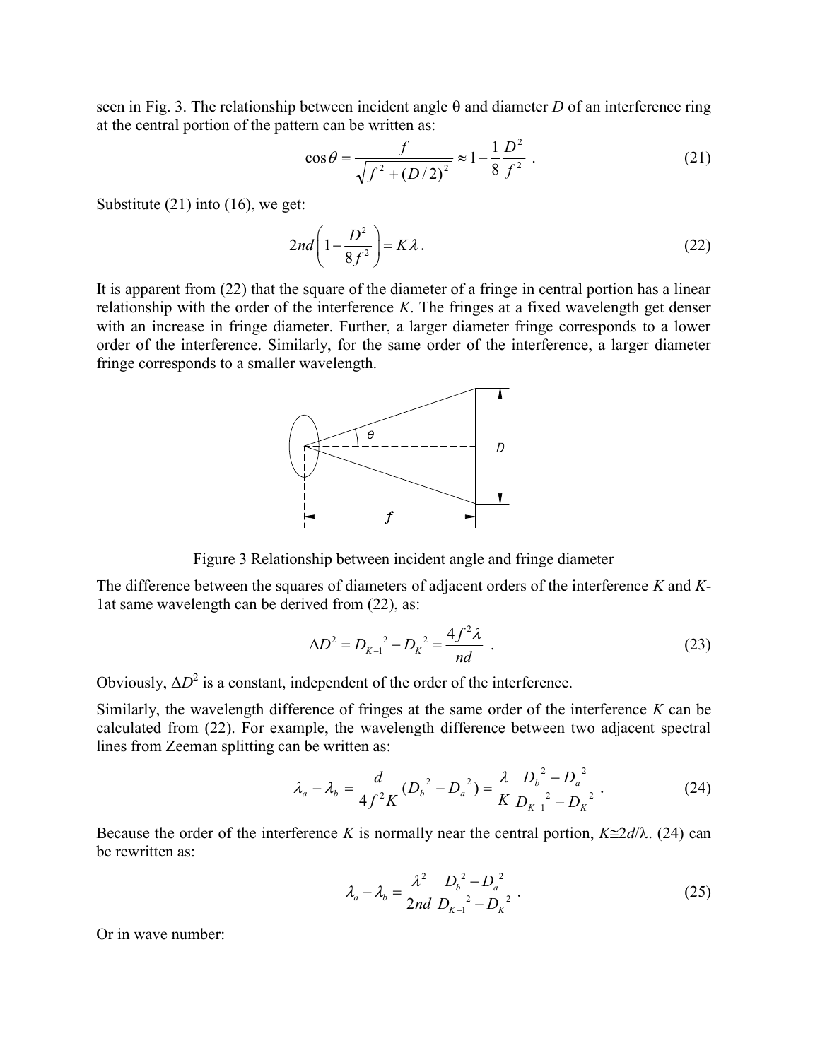seen in Fig. 3. The relationship between incident angle θ and diameter $D$ of an interference ring at the central portion of the pattern can be written as:

$$\cos\theta = \frac{f}{\sqrt{f^2 + (D/2)^2}} \approx 1 - \frac{1}{8}\frac{D^2}{f^2} \ . \tag{21}$$

Substitute (21) into (16), we get:

$$2nd\left(1 - \frac{D^2}{8f^2}\right) = K\lambda \, . \tag{22}$$

It is apparent from (22) that the square of the diameter of a fringe in central portion has a linear relationship with the order of the interference $K$. The fringes at a fixed wavelength get denser with an increase in fringe diameter. Further, a larger diameter fringe corresponds to a lower order of the interference. Similarly, for the same order of the interference, a larger diameter fringe corresponds to a smaller wavelength.

Figure 3 Relationship between incident angle and fringe diameter

The difference between the squares of diameters of adjacent orders of the interference $K$ and $K$-1at same wavelength can be derived from (22), as:

$$\Delta D^2 = D_{K-1}{}^2 - D_K{}^2 = \frac{4f^2\lambda}{nd} \ . \tag{23}$$

Obviously, $\Delta D^2$ is a constant, independent of the order of the interference.

Similarly, the wavelength difference of fringes at the same order of the interference $K$ can be calculated from (22). For example, the wavelength difference between two adjacent spectral lines from Zeeman splitting can be written as:

$$\lambda_a - \lambda_b = \frac{d}{4f^2K}(D_b{}^2 - D_a{}^2) = \frac{\lambda}{K}\frac{D_b{}^2 - D_a{}^2}{D_{K-1}{}^2 - D_K{}^2} \, . \tag{24}$$

Because the order of the interference $K$ is normally near the central portion, $K \cong 2d/\lambda$. (24) can be rewritten as:

$$\lambda_a - \lambda_b = \frac{\lambda^2}{2nd}\frac{D_b{}^2 - D_a{}^2}{D_{K-1}{}^2 - D_K{}^2} \, . \tag{25}$$

Or in wave number: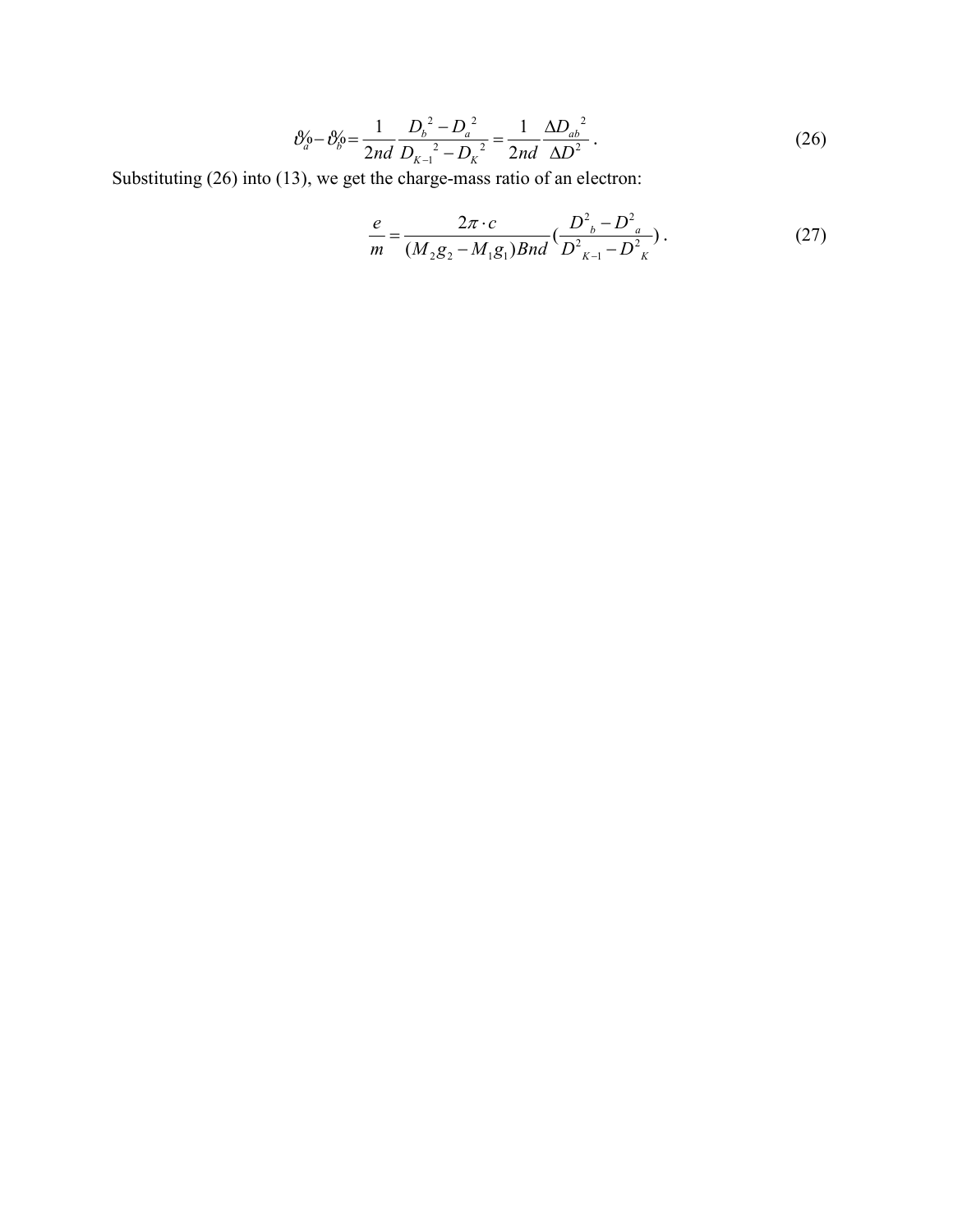$$\tilde{\vartheta}_a - \tilde{\vartheta}_b = \frac{1}{2nd}\frac{D_b^{\ 2} - D_a^{\ 2}}{D_{K-1}^{\ \ 2} - D_K^{\ 2}} = \frac{1}{2nd}\frac{\Delta D_{ab}^{\ \ 2}}{\Delta D^2}. \tag{26}$$

Substituting (26) into (13), we get the charge-mass ratio of an electron:

$$\frac{e}{m} = \frac{2\pi \cdot c}{(M_2 g_2 - M_1 g_1)Bnd}\left(\frac{D^2_{\ b} - D^2_{\ a}}{D^2_{\ K-1} - D^2_{\ K}}\right). \tag{27}$$